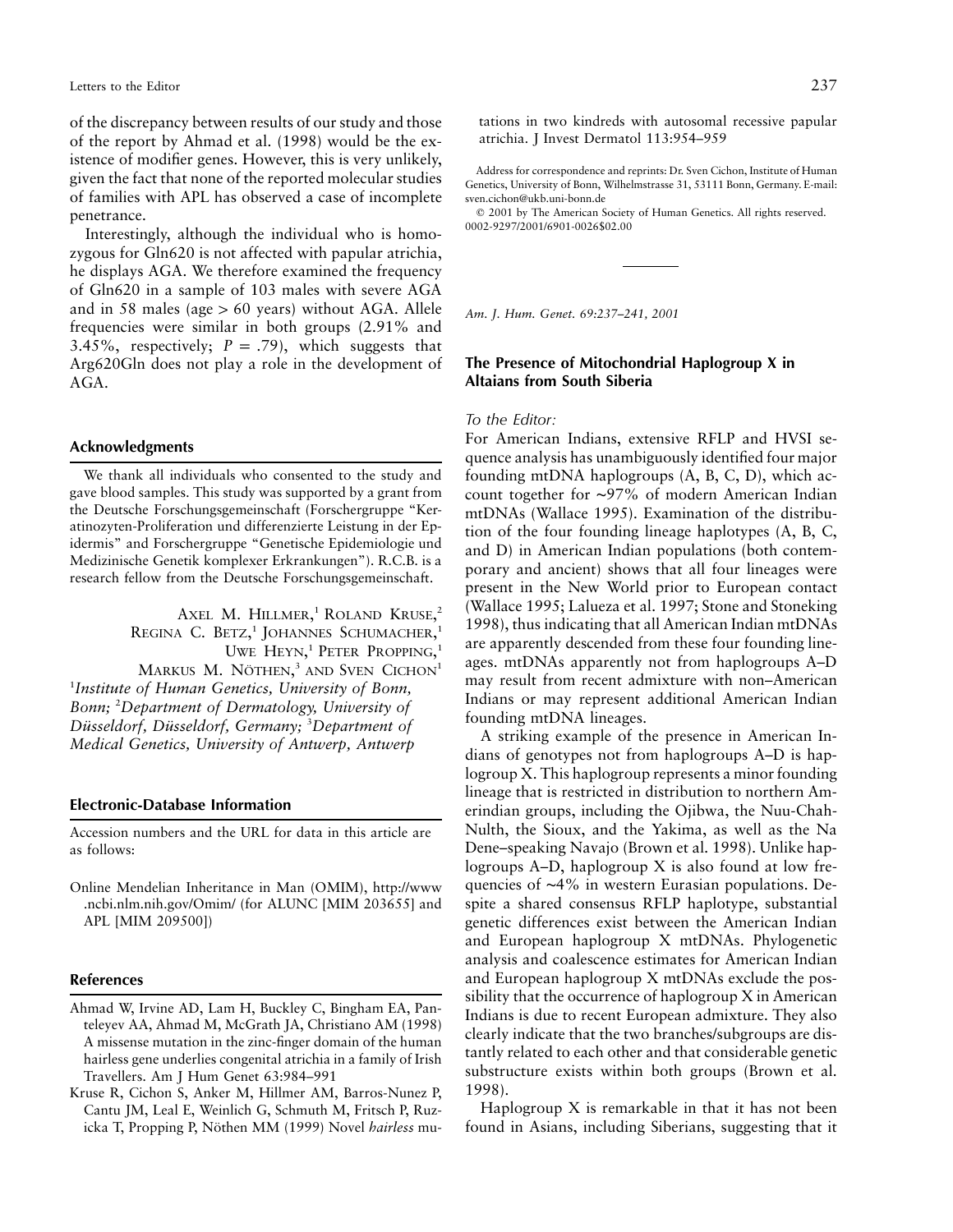of the discrepancy between results of our study and those of the report by Ahmad et al. (1998) would be the existence of modifier genes. However, this is very unlikely, given the fact that none of the reported molecular studies of families with APL has observed a case of incomplete penetrance.

Interestingly, although the individual who is homozygous for Gln620 is not affected with papular atrichia, he displays AGA. We therefore examined the frequency of Gln620 in a sample of 103 males with severe AGA and in 58 males (age > 60 years) without AGA. Allele frequencies were similar in both groups (2.91% and 3.45%, respectively; $P = .79$), which suggests that Arg620Gln does not play a role in the development of AGA.

## Acknowledgments

We thank all individuals who consented to the study and gave blood samples. This study was supported by a grant from the Deutsche Forschungsgemeinschaft (Forschergruppe "Keratinozyten-Proliferation und differenzierte Leistung in der Epidermis" and Forschergruppe "Genetische Epidemiologie und Medizinische Genetik komplexer Erkrankungen"). R.C.B. is a research fellow from the Deutsche Forschungsgemeinschaft.

AXEL M. HILLMER,[1] ROLAND KRUSE,[2] REGINA C. BETZ,[1] JOHANNES SCHUMACHER,[1] UWE HEYN,[1] PETER PROPPING,[1] MARKUS M. NÖTHEN,[3] AND SVEN CICHON[1]

[1]*Institute of Human Genetics, University of Bonn, Bonn;* [2]*Department of Dermatology, University of Düsseldorf, Düsseldorf, Germany;* [3]*Department of Medical Genetics, University of Antwerp, Antwerp*

## Electronic-Database Information

Accession numbers and the URL for data in this article are as follows:

Online Mendelian Inheritance in Man (OMIM), http://www.ncbi.nlm.nih.gov/Omim/ (for ALUNC [MIM 203655] and APL [MIM 209500])

## References

Ahmad W, Irvine AD, Lam H, Buckley C, Bingham EA, Panteleyev AA, Ahmad M, McGrath JA, Christiano AM (1998) A missense mutation in the zinc-finger domain of the human hairless gene underlies congenital atrichia in a family of Irish Travellers. Am J Hum Genet 63:984–991

Kruse R, Cichon S, Anker M, Hillmer AM, Barros-Nunez P, Cantu JM, Leal E, Weinlich G, Schmuth M, Fritsch P, Ruzicka T, Propping P, Nöthen MM (1999) Novel *hairless* mutations in two kindreds with autosomal recessive papular atrichia. J Invest Dermatol 113:954–959

Address for correspondence and reprints: Dr. Sven Cichon, Institute of Human Genetics, University of Bonn, Wilhelmstrasse 31, 53111 Bonn, Germany. E-mail: sven.cichon@ukb.uni-bonn.de

© 2001 by The American Society of Human Genetics. All rights reserved. 0002-9297/2001/6901-0026$02.00

---

*Am. J. Hum. Genet. 69:237–241, 2001*

## The Presence of Mitochondrial Haplogroup X in Altaians from South Siberia

*To the Editor:*

For American Indians, extensive RFLP and HVSI sequence analysis has unambiguously identified four major founding mtDNA haplogroups (A, B, C, D), which account together for ~97% of modern American Indian mtDNAs (Wallace 1995). Examination of the distribution of the four founding lineage haplotypes (A, B, C, and D) in American Indian populations (both contemporary and ancient) shows that all four lineages were present in the New World prior to European contact (Wallace 1995; Lalueza et al. 1997; Stone and Stoneking 1998), thus indicating that all American Indian mtDNAs are apparently descended from these four founding lineages. mtDNAs apparently not from haplogroups A–D may result from recent admixture with non–American Indians or may represent additional American Indian founding mtDNA lineages.

A striking example of the presence in American Indians of genotypes not from haplogroups A–D is haplogroup X. This haplogroup represents a minor founding lineage that is restricted in distribution to northern Amerindian groups, including the Ojibwa, the Nuu-Chah-Nulth, the Sioux, and the Yakima, as well as the Na Dene–speaking Navajo (Brown et al. 1998). Unlike haplogroups A–D, haplogroup X is also found at low frequencies of ~4% in western Eurasian populations. Despite a shared consensus RFLP haplotype, substantial genetic differences exist between the American Indian and European haplogroup X mtDNAs. Phylogenetic analysis and coalescence estimates for American Indian and European haplogroup X mtDNAs exclude the possibility that the occurrence of haplogroup X in American Indians is due to recent European admixture. They also clearly indicate that the two branches/subgroups are distantly related to each other and that considerable genetic substructure exists within both groups (Brown et al. 1998).

Haplogroup X is remarkable in that it has not been found in Asians, including Siberians, suggesting that it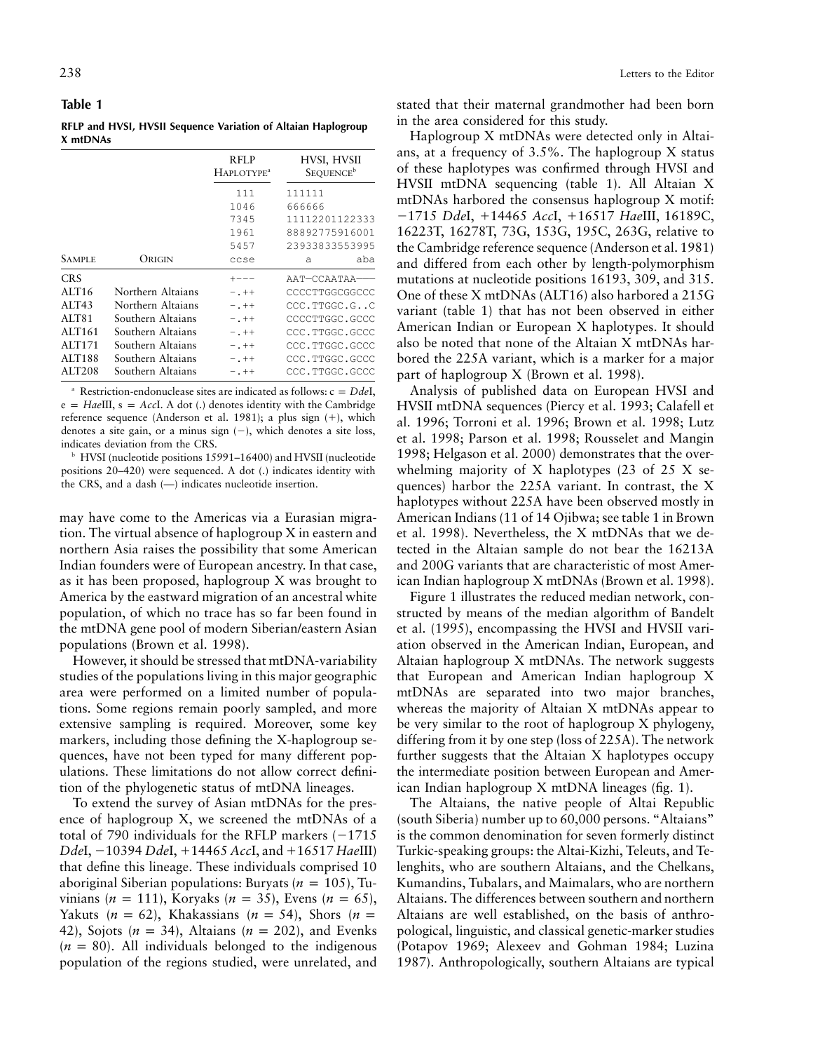**Table 1**

**RFLP and HVSI, HVSII Sequence Variation of Altaian Haplogroup X mtDNAs**

| Sample | Origin | RFLP Haplotype[a] | HVSI, HVSII Sequence[b] |
|---|---|---|---|
| | | 111 | 111111 |
| | | 1046 | 666666 |
| | | 7345 | 11112201122333 |
| | | 1961 | 88892775916001 |
| | | 5457 | 23933833553995 |
| | | ccse | a aba |
| CRS | | +−−− | AAT—CCAATAA—— |
| ALT16 | Northern Altaians | −.++ | CCCCTTGGCGGCCC |
| ALT43 | Northern Altaians | −.++ | CCC.TTGGC.G..C |
| ALT81 | Southern Altaians | −.++ | CCCCTTGGC.GCCC |
| ALT161 | Southern Altaians | −.++ | CCC.TTGGC.GCCC |
| ALT171 | Southern Altaians | −.++ | CCC.TTGGC.GCCC |
| ALT188 | Southern Altaians | −.++ | CCC.TTGGC.GCCC |
| ALT208 | Southern Altaians | −.++ | CCC.TTGGC.GCCC |

[a] Restriction-endonuclease sites are indicated as follows: c = *Dde*I, e = *Hae*III, s = *Acc*I. A dot (.) denotes identity with the Cambridge reference sequence (Anderson et al. 1981); a plus sign (+), which denotes a site gain, or a minus sign (−), which denotes a site loss, indicates deviation from the CRS.

[b] HVSI (nucleotide positions 15991–16400) and HVSII (nucleotide positions 20–420) were sequenced. A dot (.) indicates identity with the CRS, and a dash (—) indicates nucleotide insertion.

may have come to the Americas via a Eurasian migration. The virtual absence of haplogroup X in eastern and northern Asia raises the possibility that some American Indian founders were of European ancestry. In that case, as it has been proposed, haplogroup X was brought to America by the eastward migration of an ancestral white population, of which no trace has so far been found in the mtDNA gene pool of modern Siberian/eastern Asian populations (Brown et al. 1998).

However, it should be stressed that mtDNA-variability studies of the populations living in this major geographic area were performed on a limited number of populations. Some regions remain poorly sampled, and more extensive sampling is required. Moreover, some key markers, including those defining the X-haplogroup sequences, have not been typed for many different populations. These limitations do not allow correct definition of the phylogenetic status of mtDNA lineages.

To extend the survey of Asian mtDNAs for the presence of haplogroup X, we screened the mtDNAs of a total of 790 individuals for the RFLP markers (−1715 *Dde*I, −10394 *Dde*I, +14465 *Acc*I, and +16517 *Hae*III) that define this lineage. These individuals comprised 10 aboriginal Siberian populations: Buryats ($n = 105$), Tuvinians ($n = 111$), Koryaks ($n = 35$), Evens ($n = 65$), Yakuts ($n = 62$), Khakassians ($n = 54$), Shors ($n = 42$), Sojots ($n = 34$), Altaians ($n = 202$), and Evenks ($n = 80$). All individuals belonged to the indigenous population of the regions studied, were unrelated, and stated that their maternal grandmother had been born in the area considered for this study.

Haplogroup X mtDNAs were detected only in Altaians, at a frequency of 3.5%. The haplogroup X status of these haplotypes was confirmed through HVSI and HVSII mtDNA sequencing (table 1). All Altaian X mtDNAs harbored the consensus haplogroup X motif: −1715 *Dde*I, +14465 *Acc*I, +16517 *Hae*III, 16189C, 16223T, 16278T, 73G, 153G, 195C, 263G, relative to the Cambridge reference sequence (Anderson et al. 1981) and differed from each other by length-polymorphism mutations at nucleotide positions 16193, 309, and 315. One of these X mtDNAs (ALT16) also harbored a 215G variant (table 1) that has not been observed in either American Indian or European X haplotypes. It should also be noted that none of the Altaian X mtDNAs harbored the 225A variant, which is a marker for a major part of haplogroup X (Brown et al. 1998).

Analysis of published data on European HVSI and HVSII mtDNA sequences (Piercy et al. 1993; Calafell et al. 1996; Torroni et al. 1996; Brown et al. 1998; Lutz et al. 1998; Parson et al. 1998; Rousselet and Mangin 1998; Helgason et al. 2000) demonstrates that the overwhelming majority of X haplotypes (23 of 25 X sequences) harbor the 225A variant. In contrast, the X haplotypes without 225A have been observed mostly in American Indians (11 of 14 Ojibwa; see table 1 in Brown et al. 1998). Nevertheless, the X mtDNAs that we detected in the Altaian sample do not bear the 16213A and 200G variants that are characteristic of most American Indian haplogroup X mtDNAs (Brown et al. 1998).

Figure 1 illustrates the reduced median network, constructed by means of the median algorithm of Bandelt et al. (1995), encompassing the HVSI and HVSII variation observed in the American Indian, European, and Altaian haplogroup X mtDNAs. The network suggests that European and American Indian haplogroup X mtDNAs are separated into two major branches, whereas the majority of Altaian X mtDNAs appear to be very similar to the root of haplogroup X phylogeny, differing from it by one step (loss of 225A). The network further suggests that the Altaian X haplotypes occupy the intermediate position between European and American Indian haplogroup X mtDNA lineages (fig. 1).

The Altaians, the native people of Altai Republic (south Siberia) number up to 60,000 persons. "Altaians" is the common denomination for seven formerly distinct Turkic-speaking groups: the Altai-Kizhi, Teleuts, and Telenghits, who are southern Altaians, and the Chelkans, Kumandins, Tubalars, and Maimalars, who are northern Altaians. The differences between southern and northern Altaians are well established, on the basis of anthropological, linguistic, and classical genetic-marker studies (Potapov 1969; Alexeev and Gohman 1984; Luzina 1987). Anthropologically, southern Altaians are typical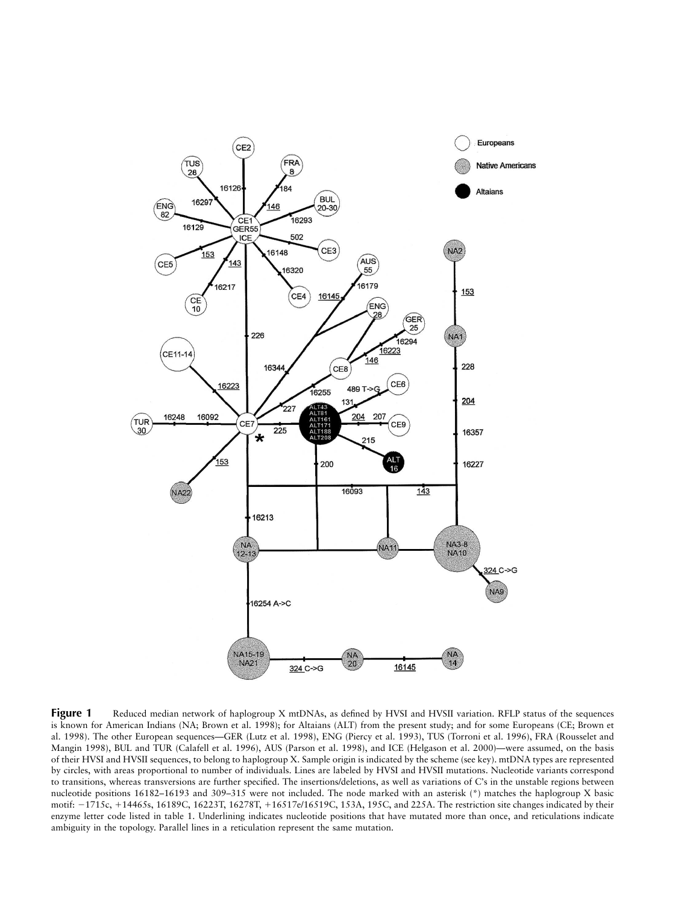**Figure 1** Reduced median network of haplogroup X mtDNAs, as defined by HVSI and HVSII variation. RFLP status of the sequences is known for American Indians (NA; Brown et al. 1998); for Altaians (ALT) from the present study; and for some Europeans (CE; Brown et al. 1998). The other European sequences—GER (Lutz et al. 1998), ENG (Piercy et al. 1993), TUS (Torroni et al. 1996), FRA (Rousselet and Mangin 1998), BUL and TUR (Calafell et al. 1996), AUS (Parson et al. 1998), and ICE (Helgason et al. 2000)—were assumed, on the basis of their HVSI and HVSII sequences, to belong to haplogroup X. Sample origin is indicated by the scheme (see key). mtDNA types are represented by circles, with areas proportional to number of individuals. Lines are labeled by HVSI and HVSII mutations. Nucleotide variants correspond to transitions, whereas transversions are further specified. The insertions/deletions, as well as variations of C's in the unstable regions between nucleotide positions 16182–16193 and 309–315 were not included. The node marked with an asterisk (*) matches the haplogroup X basic motif: −1715c, +14465s, 16189C, 16223T, 16278T, +16517e/16519C, 153A, 195C, and 225A. The restriction site changes indicated by their enzyme letter code listed in table 1. Underlining indicates nucleotide positions that have mutated more than once, and reticulations indicate ambiguity in the topology. Parallel lines in a reticulation represent the same mutation.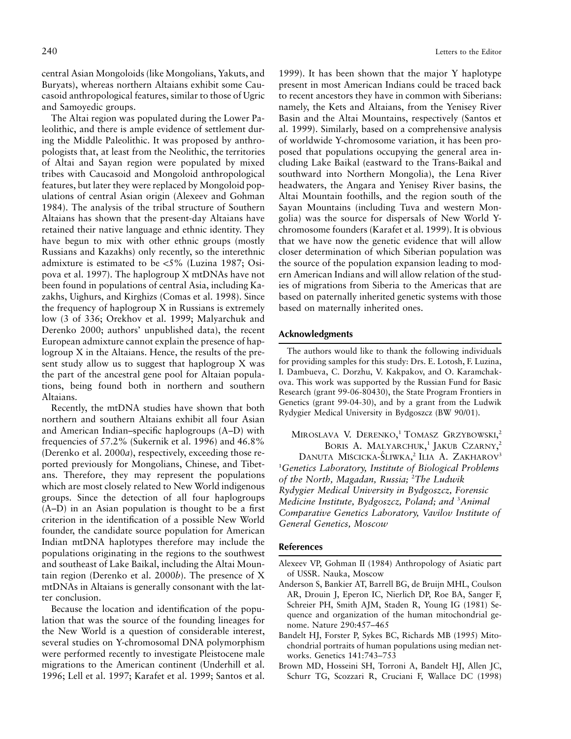central Asian Mongoloids (like Mongolians, Yakuts, and Buryats), whereas northern Altaians exhibit some Caucasoid anthropological features, similar to those of Ugric and Samoyedic groups.

The Altai region was populated during the Lower Paleolithic, and there is ample evidence of settlement during the Middle Paleolithic. It was proposed by anthropologists that, at least from the Neolithic, the territories of Altai and Sayan region were populated by mixed tribes with Caucasoid and Mongoloid anthropological features, but later they were replaced by Mongoloid populations of central Asian origin (Alexeev and Gohman 1984). The analysis of the tribal structure of Southern Altaians has shown that the present-day Altaians have retained their native language and ethnic identity. They have begun to mix with other ethnic groups (mostly Russians and Kazakhs) only recently, so the interethnic admixture is estimated to be <5% (Luzina 1987; Osipova et al. 1997). The haplogroup X mtDNAs have not been found in populations of central Asia, including Kazakhs, Uighurs, and Kirghizs (Comas et al. 1998). Since the frequency of haplogroup X in Russians is extremely low (3 of 336; Orekhov et al. 1999; Malyarchuk and Derenko 2000; authors' unpublished data), the recent European admixture cannot explain the presence of haplogroup X in the Altaians. Hence, the results of the present study allow us to suggest that haplogroup X was the part of the ancestral gene pool for Altaian populations, being found both in northern and southern Altaians.

Recently, the mtDNA studies have shown that both northern and southern Altaians exhibit all four Asian and American Indian–specific haplogroups (A–D) with frequencies of 57.2% (Sukernik et al. 1996) and 46.8% (Derenko et al. 2000*a*), respectively, exceeding those reported previously for Mongolians, Chinese, and Tibetans. Therefore, they may represent the populations which are most closely related to New World indigenous groups. Since the detection of all four haplogroups (A–D) in an Asian population is thought to be a first criterion in the identification of a possible New World founder, the candidate source population for American Indian mtDNA haplotypes therefore may include the populations originating in the regions to the southwest and southeast of Lake Baikal, including the Altai Mountain region (Derenko et al. 2000*b*). The presence of X mtDNAs in Altaians is generally consonant with the latter conclusion.

Because the location and identification of the population that was the source of the founding lineages for the New World is a question of considerable interest, several studies on Y-chromosomal DNA polymorphism were performed recently to investigate Pleistocene male migrations to the American continent (Underhill et al. 1996; Lell et al. 1997; Karafet et al. 1999; Santos et al. 1999). It has been shown that the major Y haplotype present in most American Indians could be traced back to recent ancestors they have in common with Siberians: namely, the Kets and Altaians, from the Yenisey River Basin and the Altai Mountains, respectively (Santos et al. 1999). Similarly, based on a comprehensive analysis of worldwide Y-chromosome variation, it has been proposed that populations occupying the general area including Lake Baikal (eastward to the Trans-Baikal and southward into Northern Mongolia), the Lena River headwaters, the Angara and Yenisey River basins, the Altai Mountain foothills, and the region south of the Sayan Mountains (including Tuva and western Mongolia) was the source for dispersals of New World Y-chromosome founders (Karafet et al. 1999). It is obvious that we have now the genetic evidence that will allow closer determination of which Siberian population was the source of the population expansion leading to modern American Indians and will allow relation of the studies of migrations from Siberia to the Americas that are based on paternally inherited genetic systems with those based on maternally inherited ones.

## Acknowledgments

The authors would like to thank the following individuals for providing samples for this study: Drs. E. Lotosh, F. Luzina, I. Dambueva, C. Dorzhu, V. Kakpakov, and O. Karamchakova. This work was supported by the Russian Fund for Basic Research (grant 99-06-80430), the State Program Frontiers in Genetics (grant 99-04-30), and by a grant from the Ludwik Rydygier Medical University in Bydgoszcz (BW 90/01).

Miroslava V. Derenko,[1] Tomasz Grzybowski,[2] Boris A. Malyarchuk,[1] Jakub Czarny,[2] Danuta Miścicka-Śliwka,[2] Ilia A. Zakharov[3]

[1]*Genetics Laboratory, Institute of Biological Problems of the North, Magadan, Russia;* [2]*The Ludwik Rydygier Medical University in Bydgoszcz, Forensic Medicine Institute, Bydgoszcz, Poland; and* [3]*Animal Comparative Genetics Laboratory, Vavilov Institute of General Genetics, Moscow*

## References

Alexeev VP, Gohman II (1984) Anthropology of Asiatic part of USSR. Nauka, Moscow

Anderson S, Bankier AT, Barrell BG, de Bruijn MHL, Coulson AR, Drouin J, Eperon IC, Nierlich DP, Roe BA, Sanger F, Schreier PH, Smith AJM, Staden R, Young IG (1981) Sequence and organization of the human mitochondrial genome. Nature 290:457–465

Bandelt HJ, Forster P, Sykes BC, Richards MB (1995) Mitochondrial portraits of human populations using median networks. Genetics 141:743–753

Brown MD, Hosseini SH, Torroni A, Bandelt HJ, Allen JC, Schurr TG, Scozzari R, Cruciani F, Wallace DC (1998)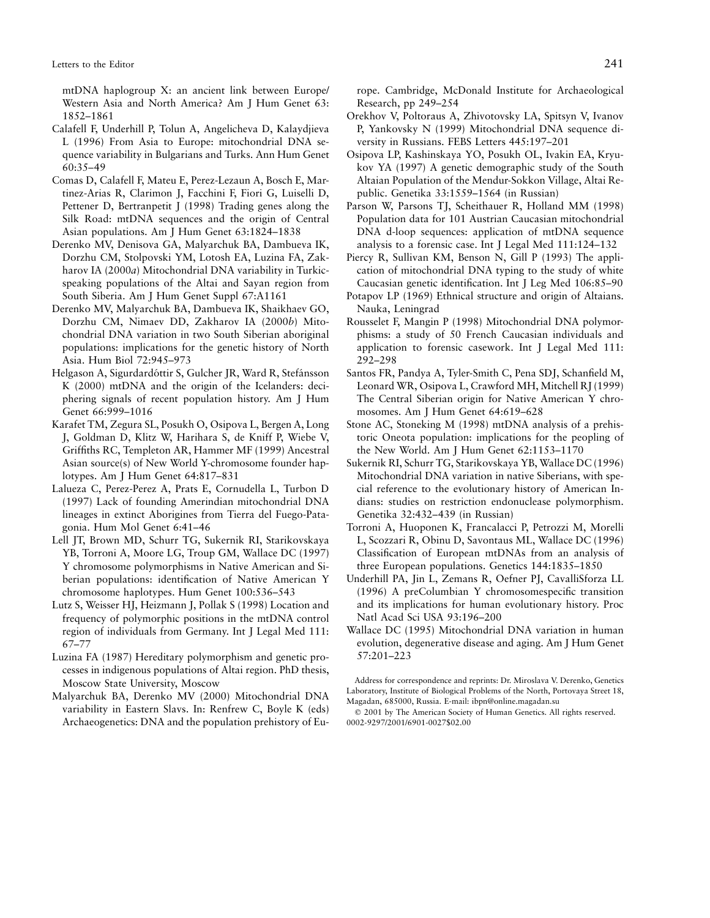mtDNA haplogroup X: an ancient link between Europe/Western Asia and North America? Am J Hum Genet 63:1852–1861

Calafell F, Underhill P, Tolun A, Angelicheva D, Kalaydjieva L (1996) From Asia to Europe: mitochondrial DNA sequence variability in Bulgarians and Turks. Ann Hum Genet 60:35–49

Comas D, Calafell F, Mateu E, Perez-Lezaun A, Bosch E, Martinez-Arias R, Clarimon J, Facchini F, Fiori G, Luiselli D, Pettener D, Bertranpetit J (1998) Trading genes along the Silk Road: mtDNA sequences and the origin of Central Asian populations. Am J Hum Genet 63:1824–1838

Derenko MV, Denisova GA, Malyarchuk BA, Dambueva IK, Dorzhu CM, Stolpovski YM, Lotosh EA, Luzina FA, Zakharov IA (2000*a*) Mitochondrial DNA variability in Turkic-speaking populations of the Altai and Sayan region from South Siberia. Am J Hum Genet Suppl 67:A1161

Derenko MV, Malyarchuk BA, Dambueva IK, Shaikhaev GO, Dorzhu CM, Nimaev DD, Zakharov IA (2000*b*) Mitochondrial DNA variation in two South Siberian aboriginal populations: implications for the genetic history of North Asia. Hum Biol 72:945–973

Helgason A, Sigurdardóttir S, Gulcher JR, Ward R, Stefánsson K (2000) mtDNA and the origin of the Icelanders: deciphering signals of recent population history. Am J Hum Genet 66:999–1016

Karafet TM, Zegura SL, Posukh O, Osipova L, Bergen A, Long J, Goldman D, Klitz W, Harihara S, de Kniff P, Wiebe V, Griffiths RC, Templeton AR, Hammer MF (1999) Ancestral Asian source(s) of New World Y-chromosome founder haplotypes. Am J Hum Genet 64:817–831

Lalueza C, Perez-Perez A, Prats E, Cornudella L, Turbon D (1997) Lack of founding Amerindian mitochondrial DNA lineages in extinct Aborigines from Tierra del Fuego-Patagonia. Hum Mol Genet 6:41–46

Lell JT, Brown MD, Schurr TG, Sukernik RI, Starikovskaya YB, Torroni A, Moore LG, Troup GM, Wallace DC (1997) Y chromosome polymorphisms in Native American and Siberian populations: identification of Native American Y chromosome haplotypes. Hum Genet 100:536–543

Lutz S, Weisser HJ, Heizmann J, Pollak S (1998) Location and frequency of polymorphic positions in the mtDNA control region of individuals from Germany. Int J Legal Med 111:67–77

Luzina FA (1987) Hereditary polymorphism and genetic processes in indigenous populations of Altai region. PhD thesis, Moscow State University, Moscow

Malyarchuk BA, Derenko MV (2000) Mitochondrial DNA variability in Eastern Slavs. In: Renfrew C, Boyle K (eds) Archaeogenetics: DNA and the population prehistory of Europe. Cambridge, McDonald Institute for Archaeological Research, pp 249–254

Orekhov V, Poltoraus A, Zhivotovsky LA, Spitsyn V, Ivanov P, Yankovsky N (1999) Mitochondrial DNA sequence diversity in Russians. FEBS Letters 445:197–201

Osipova LP, Kashinskaya YO, Posukh OL, Ivakin EA, Kryukov YA (1997) A genetic demographic study of the South Altaian Population of the Mendur-Sokkon Village, Altai Republic. Genetika 33:1559–1564 (in Russian)

Parson W, Parsons TJ, Scheithauer R, Holland MM (1998) Population data for 101 Austrian Caucasian mitochondrial DNA d-loop sequences: application of mtDNA sequence analysis to a forensic case. Int J Legal Med 111:124–132

Piercy R, Sullivan KM, Benson N, Gill P (1993) The application of mitochondrial DNA typing to the study of white Caucasian genetic identification. Int J Leg Med 106:85–90

Potapov LP (1969) Ethnical structure and origin of Altaians. Nauka, Leningrad

Rousselet F, Mangin P (1998) Mitochondrial DNA polymorphisms: a study of 50 French Caucasian individuals and application to forensic casework. Int J Legal Med 111:292–298

Santos FR, Pandya A, Tyler-Smith C, Pena SDJ, Schanfield M, Leonard WR, Osipova L, Crawford MH, Mitchell RJ (1999) The Central Siberian origin for Native American Y chromosomes. Am J Hum Genet 64:619–628

Stone AC, Stoneking M (1998) mtDNA analysis of a prehistoric Oneota population: implications for the peopling of the New World. Am J Hum Genet 62:1153–1170

Sukernik RI, Schurr TG, Starikovskaya YB, Wallace DC (1996) Mitochondrial DNA variation in native Siberians, with special reference to the evolutionary history of American Indians: studies on restriction endonuclease polymorphism. Genetika 32:432–439 (in Russian)

Torroni A, Huoponen K, Francalacci P, Petrozzi M, Morelli L, Scozzari R, Obinu D, Savontaus ML, Wallace DC (1996) Classification of European mtDNAs from an analysis of three European populations. Genetics 144:1835–1850

Underhill PA, Jin L, Zemans R, Oefner PJ, CavalliSforza LL (1996) A preColumbian Y chromosomespecific transition and its implications for human evolutionary history. Proc Natl Acad Sci USA 93:196–200

Wallace DC (1995) Mitochondrial DNA variation in human evolution, degenerative disease and aging. Am J Hum Genet 57:201–223

Address for correspondence and reprints: Dr. Miroslava V. Derenko, Genetics Laboratory, Institute of Biological Problems of the North, Portovaya Street 18, Magadan, 685000, Russia. E-mail: ibpn@online.magadan.su

© 2001 by The American Society of Human Genetics. All rights reserved. 0002-9297/2001/6901-0027$02.00